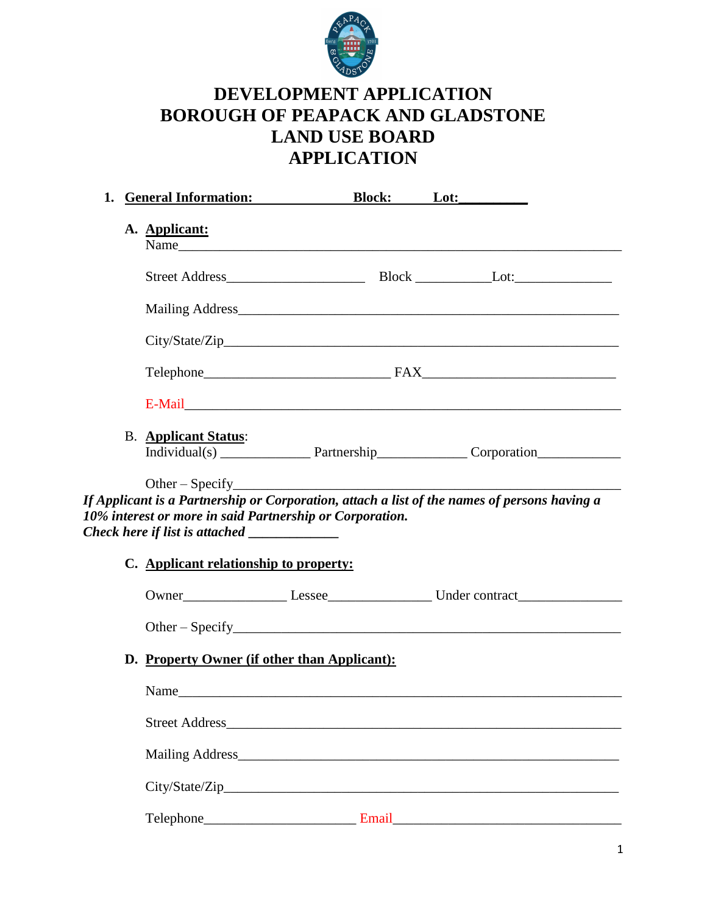# DEVELOPMENT APPLICATION
# BOROUGH OF PEAPACK AND GLADSTONE
# LAND USE BOARD
# APPLICATION

**1. General Information: Block: Lot:__________**

**A. Applicant:**

Name_____________________________________________________________

Street Address____________________ Block ___________Lot:______________

Mailing Address_______________________________________________________

City/State/Zip_________________________________________________________

Telephone___________________________ FAX____________________________

E-Mail_____________________________________________________________

B. **Applicant Status**:

Individual(s) _____________ Partnership_____________ Corporation____________

Other – Specify_______________________________________________________

***If Applicant is a Partnership or Corporation, attach a list of the names of persons having a 10% interest or more in said Partnership or Corporation.***

***Check here if list is attached _____________***

**C. Applicant relationship to property:**

Owner_______________ Lessee_______________ Under contract_______________

Other – Specify_______________________________________________________

**D. Property Owner (if other than Applicant):**

Name_____________________________________________________________

Street Address_________________________________________________________

Mailing Address_______________________________________________________

City/State/Zip_________________________________________________________

Telephone______________________ Email__________________________________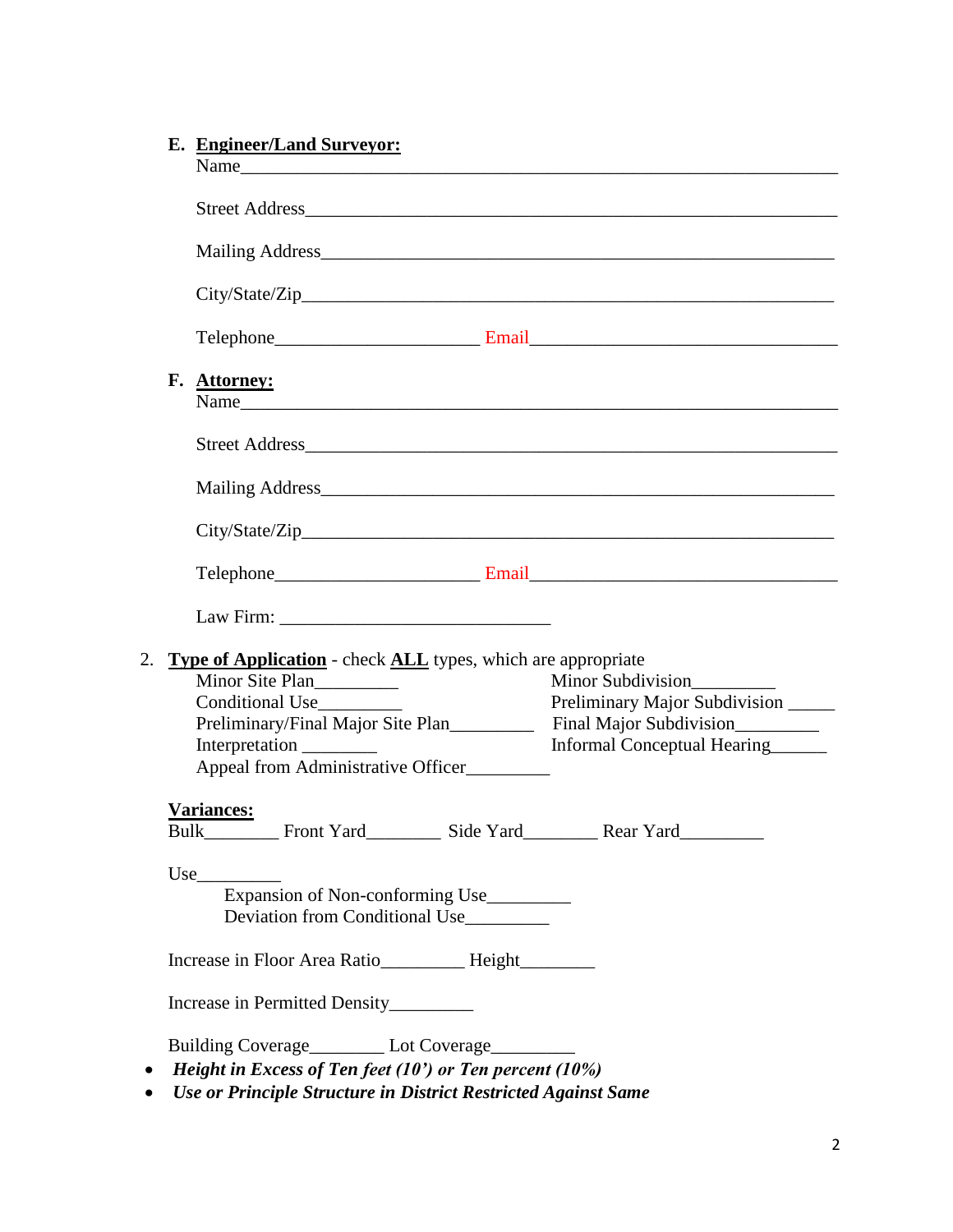**E. <u>Engineer/Land Surveyor:</u>**

Name_______________________________________________________________

Street Address_______________________________________________________

Mailing Address______________________________________________________

City/State/Zip________________________________________________________

Telephone_____________________ Email_________________________________

**F. <u>Attorney:</u>**

Name_______________________________________________________________

Street Address_______________________________________________________

Mailing Address______________________________________________________

City/State/Zip________________________________________________________

Telephone_____________________ Email_________________________________

Law Firm: _____________________________

2. **<u>Type of Application</u>** - check **<u>ALL</u>** types, which are appropriate

Minor Site Plan_________

Conditional Use_________

Preliminary/Final Major Site Plan_________

Interpretation ________

Appeal from Administrative Officer_________

Minor Subdivision_________

Preliminary Major Subdivision _____

Final Major Subdivision_________

Informal Conceptual Hearing______

**<u>Variances:</u>**

Bulk________ Front Yard________ Side Yard________ Rear Yard_________

Use_________

Expansion of Non-conforming Use_________

Deviation from Conditional Use_________

Increase in Floor Area Ratio_________ Height________

Increase in Permitted Density_________

Building Coverage________ Lot Coverage_________

- ***Height in Excess of Ten feet (10') or Ten percent (10%)***
- ***Use or Principle Structure in District Restricted Against Same***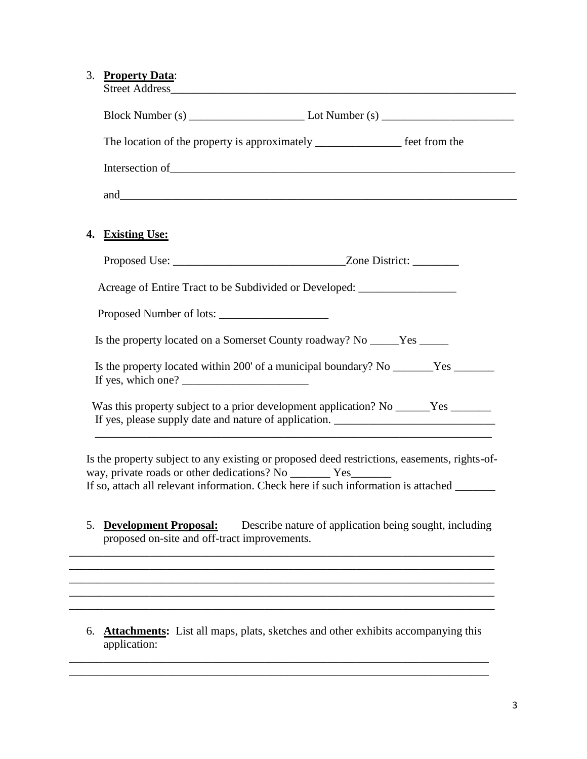3. **Property Data**:

   Street Address_______________________________________________________________

   Block Number (s) ____________________ Lot Number (s) _______________________

   The location of the property is approximately _______________ feet from the

   Intersection of_______________________________________________________________

   and__________________________________________________________________________

4. **Existing Use:**

   Proposed Use: ______________________________Zone District: ________

   Acreage of Entire Tract to be Subdivided or Developed: _________________

   Proposed Number of lots: ___________________

   Is the property located on a Somerset County roadway? No _____Yes _____

   Is the property located within 200' of a municipal boundary? No _______Yes _______
   If yes, which one? ______________________

   Was this property subject to a prior development application? No ______Yes _______
   If yes, please supply date and nature of application. ____________________________
   ______________________________________________________________________

   Is the property subject to any existing or proposed deed restrictions, easements, rights-of-way, private roads or other dedications? No _______ Yes_______
   If so, attach all relevant information. Check here if such information is attached _______

5. **Development Proposal:** Describe nature of application being sought, including proposed on-site and off-tract improvements.

___________________________________________________________________________
___________________________________________________________________________
___________________________________________________________________________
___________________________________________________________________________
___________________________________________________________________________

6. **Attachments:** List all maps, plats, sketches and other exhibits accompanying this application:

___________________________________________________________________________
___________________________________________________________________________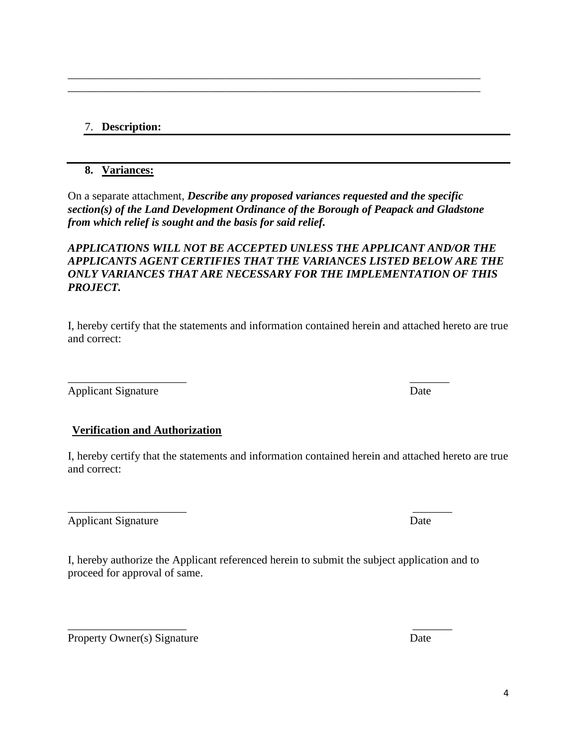\_\_\_\_\_\_\_\_\_\_\_\_\_\_\_\_\_\_\_\_\_\_\_\_\_\_\_\_\_\_\_\_\_\_\_\_\_\_\_\_\_\_\_\_\_\_\_\_\_\_\_\_\_\_\_\_\_\_\_\_\_\_\_\_\_\_\_\_\_\_\_\_\_\_
\_\_\_\_\_\_\_\_\_\_\_\_\_\_\_\_\_\_\_\_\_\_\_\_\_\_\_\_\_\_\_\_\_\_\_\_\_\_\_\_\_\_\_\_\_\_\_\_\_\_\_\_\_\_\_\_\_\_\_\_\_\_\_\_\_\_\_\_\_\_\_\_\_\_

7. **Description:**

---

**8. Variances:**

On a separate attachment, ***Describe any proposed variances requested and the specific section(s) of the Land Development Ordinance of the Borough of Peapack and Gladstone from which relief is sought and the basis for said relief.***

***APPLICATIONS WILL NOT BE ACCEPTED UNLESS THE APPLICANT AND/OR THE APPLICANTS AGENT CERTIFIES THAT THE VARIANCES LISTED BELOW ARE THE ONLY VARIANCES THAT ARE NECESSARY FOR THE IMPLEMENTATION OF THIS PROJECT.***

I, hereby certify that the statements and information contained herein and attached hereto are true and correct:

\_\_\_\_\_\_\_\_\_\_\_\_\_\_\_\_\_\_\_\_\_ \_\_\_\_\_\_\_
Applicant Signature Date

**Verification and Authorization**

I, hereby certify that the statements and information contained herein and attached hereto are true and correct:

\_\_\_\_\_\_\_\_\_\_\_\_\_\_\_\_\_\_\_\_\_ \_\_\_\_\_\_\_
Applicant Signature Date

I, hereby authorize the Applicant referenced herein to submit the subject application and to proceed for approval of same.

\_\_\_\_\_\_\_\_\_\_\_\_\_\_\_\_\_\_\_\_\_ \_\_\_\_\_\_\_
Property Owner(s) Signature Date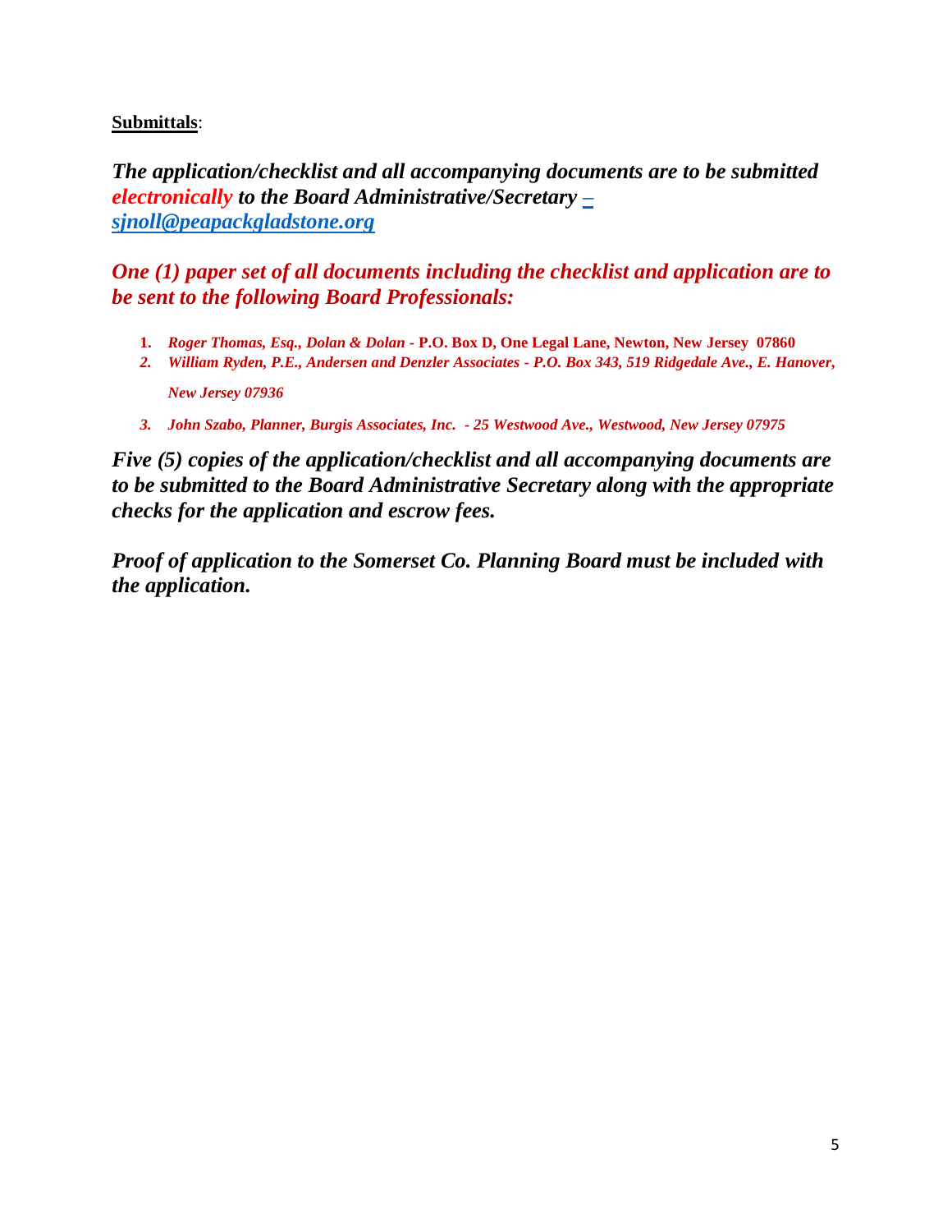**<u>Submittals</u>**:

***The application/checklist and all accompanying documents are to be submitted electronically to the Board Administrative/Secretary – sjnoll@peapackgladstone.org***

***One (1) paper set of all documents including the checklist and application are to be sent to the following Board Professionals:***

1. ***Roger Thomas, Esq., Dolan & Dolan*** **- P.O. Box D, One Legal Lane, Newton, New Jersey 07860**
2. ***William Ryden, P.E., Andersen and Denzler Associates - P.O. Box 343, 519 Ridgedale Ave., E. Hanover, New Jersey 07936***
3. ***John Szabo, Planner, Burgis Associates, Inc. - 25 Westwood Ave., Westwood, New Jersey 07975***

***Five (5) copies of the application/checklist and all accompanying documents are to be submitted to the Board Administrative Secretary along with the appropriate checks for the application and escrow fees.***

***Proof of application to the Somerset Co. Planning Board must be included with the application.***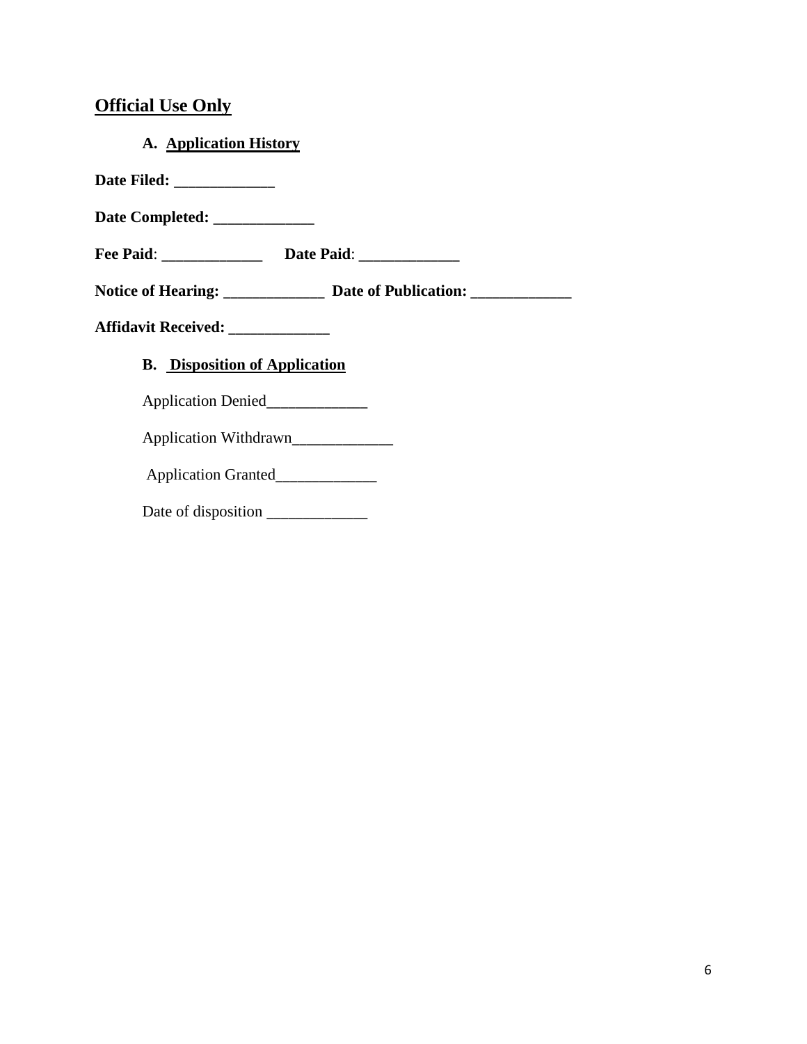## Official Use Only

### A. Application History

**Date Filed:** _____________

**Date Completed:** _____________

**Fee Paid**: _____________ **Date Paid**: _____________

**Notice of Hearing:** _____________ **Date of Publication:** _____________

**Affidavit Received:** _____________

### B. Disposition of Application

Application Denied_____________

Application Withdrawn_____________

Application Granted_____________

Date of disposition _____________